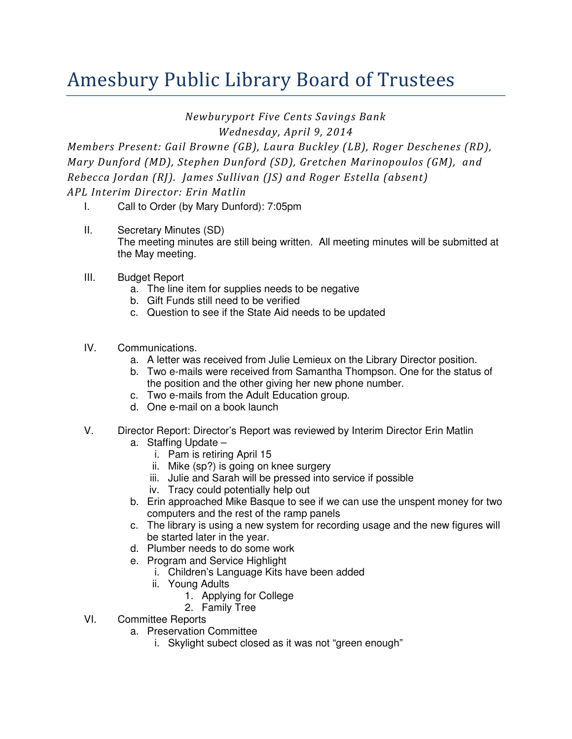# Amesbury Public Library Board of Trustees

*Newburyport Five Cents Savings Bank*
*Wednesday, April 9, 2014*

*Members Present: Gail Browne (GB), Laura Buckley (LB), Roger Deschenes (RD), Mary Dunford (MD), Stephen Dunford (SD), Gretchen Marinopoulos (GM), and Rebecca Jordan (RJ). James Sullivan (JS) and Roger Estella (absent)*
*APL Interim Director: Erin Matlin*

I. Call to Order (by Mary Dunford): 7:05pm

II. Secretary Minutes (SD)
The meeting minutes are still being written. All meeting minutes will be submitted at the May meeting.

III. Budget Report
   a. The line item for supplies needs to be negative
   b. Gift Funds still need to be verified
   c. Question to see if the State Aid needs to be updated

IV. Communications.
   a. A letter was received from Julie Lemieux on the Library Director position.
   b. Two e-mails were received from Samantha Thompson. One for the status of the position and the other giving her new phone number.
   c. Two e-mails from the Adult Education group.
   d. One e-mail on a book launch

V. Director Report: Director's Report was reviewed by Interim Director Erin Matlin
   a. Staffing Update –
      i. Pam is retiring April 15
      ii. Mike (sp?) is going on knee surgery
      iii. Julie and Sarah will be pressed into service if possible
      iv. Tracy could potentially help out
   b. Erin approached Mike Basque to see if we can use the unspent money for two computers and the rest of the ramp panels
   c. The library is using a new system for recording usage and the new figures will be started later in the year.
   d. Plumber needs to do some work
   e. Program and Service Highlight
      i. Children's Language Kits have been added
      ii. Young Adults
         1. Applying for College
         2. Family Tree

VI. Committee Reports
   a. Preservation Committee
      i. Skylight subect closed as it was not "green enough"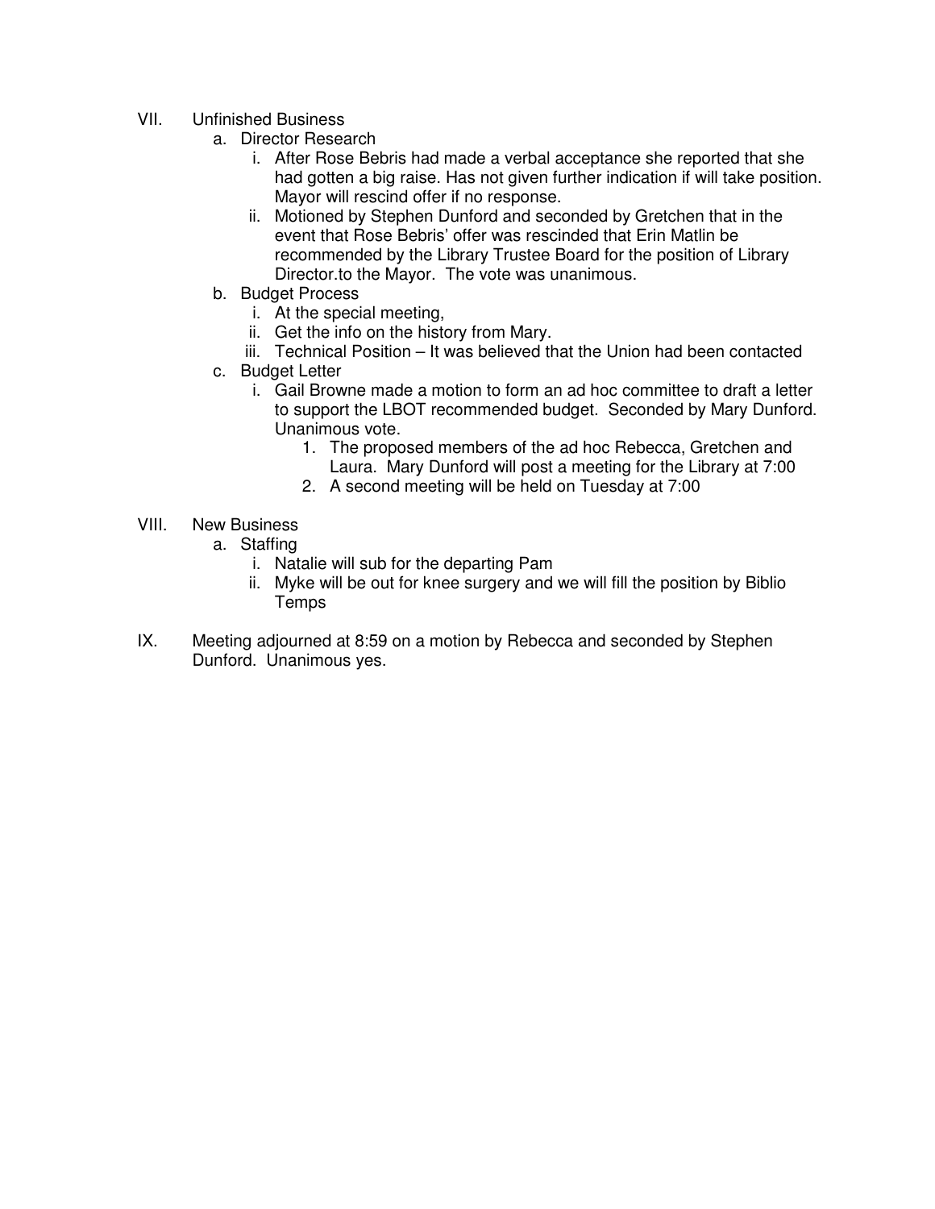VII. Unfinished Business

   a. Director Research

      i. After Rose Bebris had made a verbal acceptance she reported that she had gotten a big raise. Has not given further indication if will take position. Mayor will rescind offer if no response.

      ii. Motioned by Stephen Dunford and seconded by Gretchen that in the event that Rose Bebris' offer was rescinded that Erin Matlin be recommended by the Library Trustee Board for the position of Library Director.to the Mayor. The vote was unanimous.

   b. Budget Process

      i. At the special meeting,

      ii. Get the info on the history from Mary.

      iii. Technical Position – It was believed that the Union had been contacted

   c. Budget Letter

      i. Gail Browne made a motion to form an ad hoc committee to draft a letter to support the LBOT recommended budget. Seconded by Mary Dunford. Unanimous vote.

         1. The proposed members of the ad hoc Rebecca, Gretchen and Laura. Mary Dunford will post a meeting for the Library at 7:00

         2. A second meeting will be held on Tuesday at 7:00

VIII. New Business

   a. Staffing

      i. Natalie will sub for the departing Pam

      ii. Myke will be out for knee surgery and we will fill the position by Biblio Temps

IX. Meeting adjourned at 8:59 on a motion by Rebecca and seconded by Stephen Dunford. Unanimous yes.